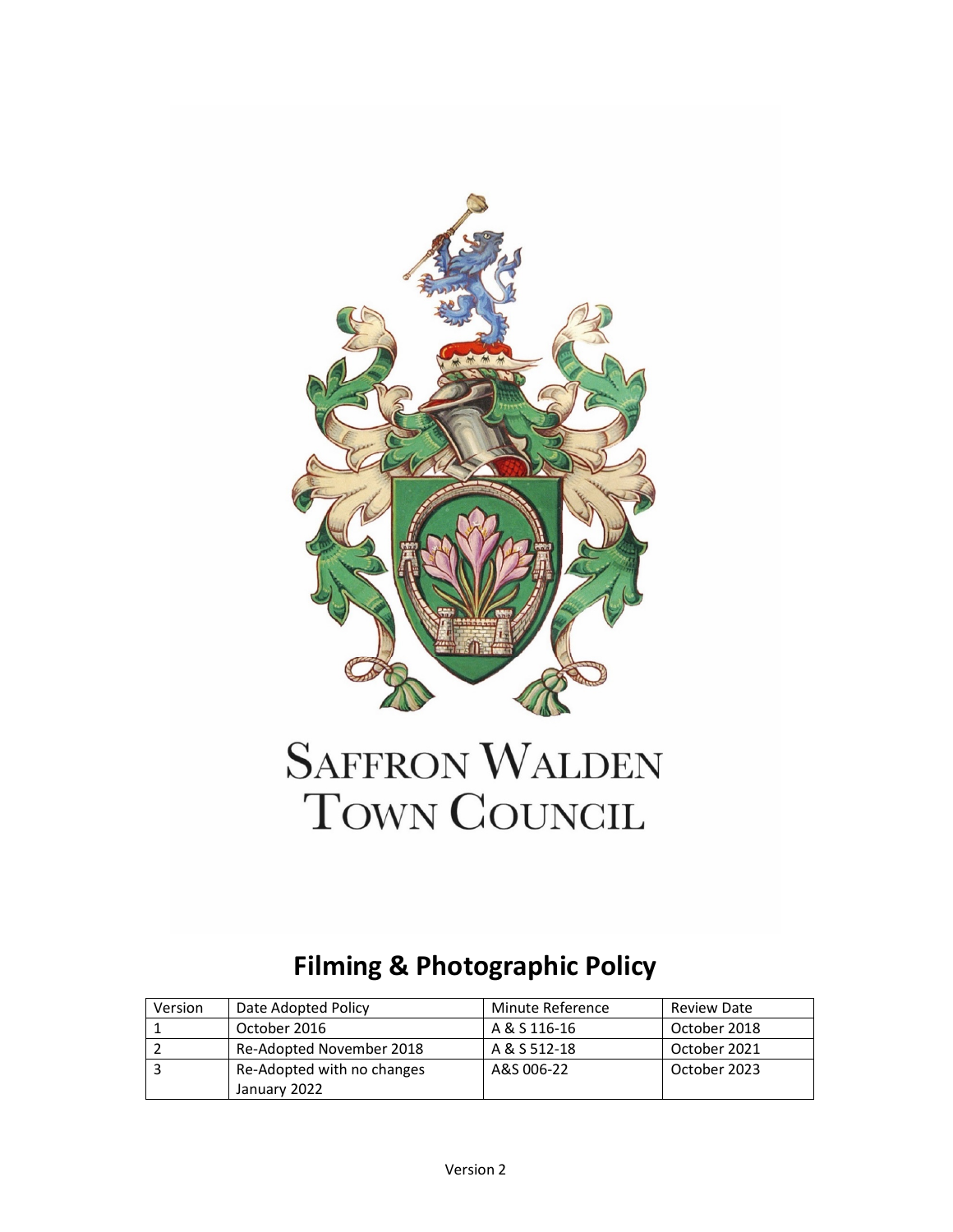Saffron Walden Town Council

# Filming & Photographic Policy

| Version | Date Adopted Policy | Minute Reference | Review Date |
|---|---|---|---|
| 1 | October 2016 | A & S 116-16 | October 2018 |
| 2 | Re-Adopted November 2018 | A & S 512-18 | October 2021 |
| 3 | Re-Adopted with no changes January 2022 | A&S 006-22 | October 2023 |

Version 2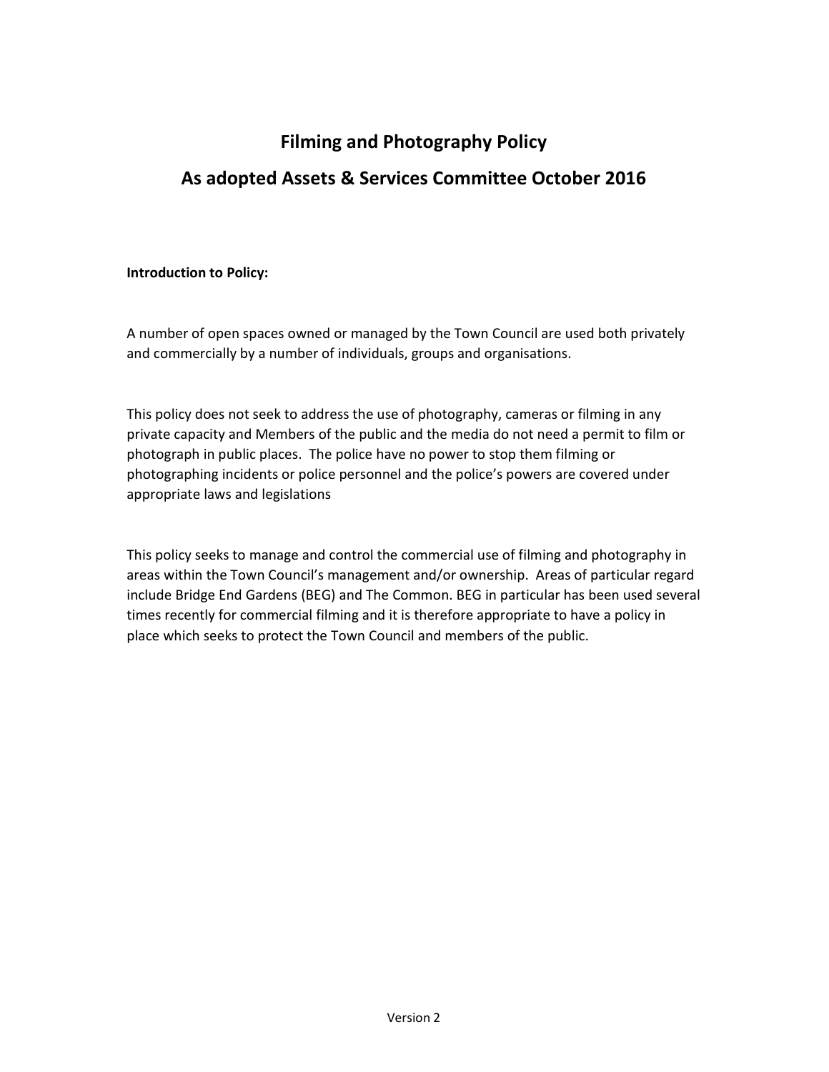# Filming and Photography Policy

# As adopted Assets & Services Committee October 2016

**Introduction to Policy:**

A number of open spaces owned or managed by the Town Council are used both privately and commercially by a number of individuals, groups and organisations.

This policy does not seek to address the use of photography, cameras or filming in any private capacity and Members of the public and the media do not need a permit to film or photograph in public places. The police have no power to stop them filming or photographing incidents or police personnel and the police's powers are covered under appropriate laws and legislations

This policy seeks to manage and control the commercial use of filming and photography in areas within the Town Council's management and/or ownership. Areas of particular regard include Bridge End Gardens (BEG) and The Common. BEG in particular has been used several times recently for commercial filming and it is therefore appropriate to have a policy in place which seeks to protect the Town Council and members of the public.

Version 2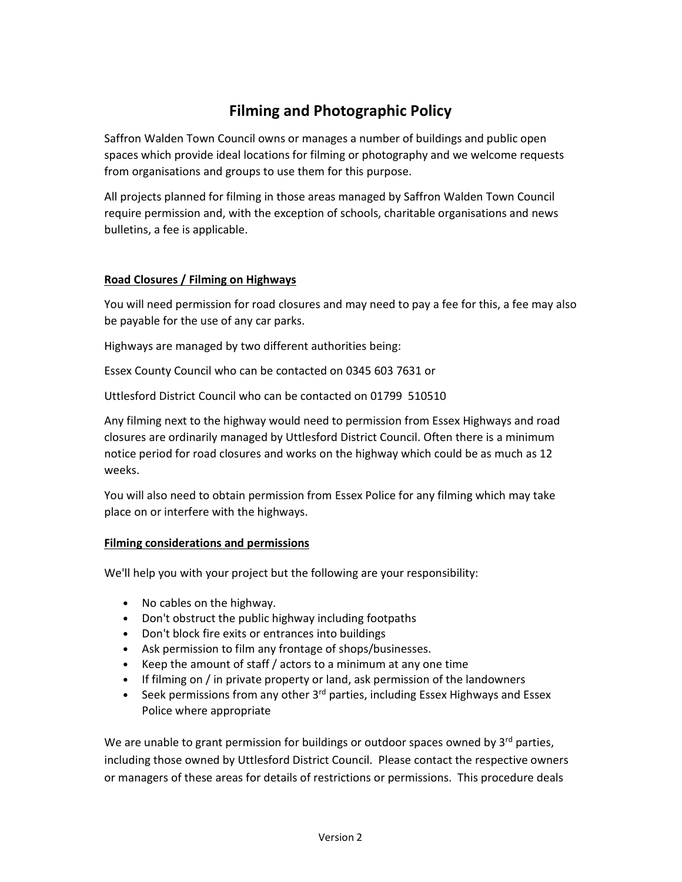# Filming and Photographic Policy

Saffron Walden Town Council owns or manages a number of buildings and public open spaces which provide ideal locations for filming or photography and we welcome requests from organisations and groups to use them for this purpose.

All projects planned for filming in those areas managed by Saffron Walden Town Council require permission and, with the exception of schools, charitable organisations and news bulletins, a fee is applicable.

## Road Closures / Filming on Highways

You will need permission for road closures and may need to pay a fee for this, a fee may also be payable for the use of any car parks.

Highways are managed by two different authorities being:

Essex County Council who can be contacted on 0345 603 7631 or

Uttlesford District Council who can be contacted on 01799 510510

Any filming next to the highway would need to permission from Essex Highways and road closures are ordinarily managed by Uttlesford District Council. Often there is a minimum notice period for road closures and works on the highway which could be as much as 12 weeks.

You will also need to obtain permission from Essex Police for any filming which may take place on or interfere with the highways.

## Filming considerations and permissions

We'll help you with your project but the following are your responsibility:

- No cables on the highway.
- Don't obstruct the public highway including footpaths
- Don't block fire exits or entrances into buildings
- Ask permission to film any frontage of shops/businesses.
- Keep the amount of staff / actors to a minimum at any one time
- If filming on / in private property or land, ask permission of the landowners
- Seek permissions from any other 3rd parties, including Essex Highways and Essex Police where appropriate

We are unable to grant permission for buildings or outdoor spaces owned by 3rd parties, including those owned by Uttlesford District Council. Please contact the respective owners or managers of these areas for details of restrictions or permissions. This procedure deals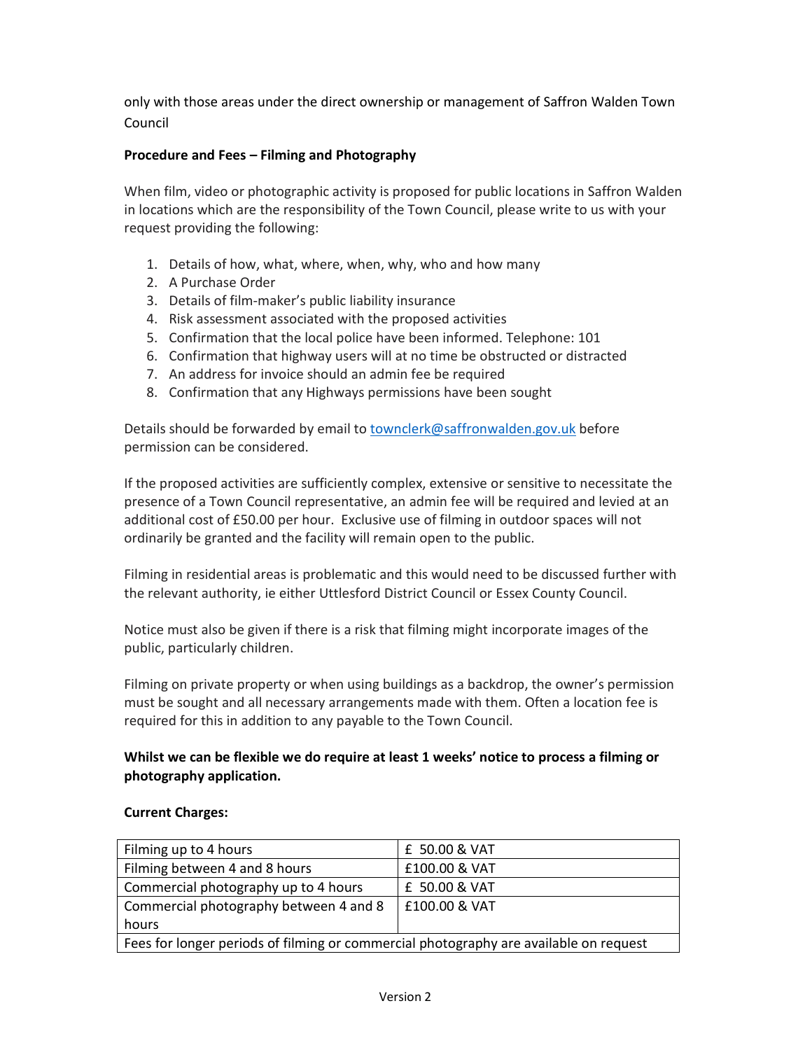only with those areas under the direct ownership or management of Saffron Walden Town Council

**Procedure and Fees – Filming and Photography**

When film, video or photographic activity is proposed for public locations in Saffron Walden in locations which are the responsibility of the Town Council, please write to us with your request providing the following:

1. Details of how, what, where, when, why, who and how many
2. A Purchase Order
3. Details of film-maker's public liability insurance
4. Risk assessment associated with the proposed activities
5. Confirmation that the local police have been informed. Telephone: 101
6. Confirmation that highway users will at no time be obstructed or distracted
7. An address for invoice should an admin fee be required
8. Confirmation that any Highways permissions have been sought

Details should be forwarded by email to [townclerk@saffronwalden.gov.uk](mailto:townclerk@saffronwalden.gov.uk) before permission can be considered.

If the proposed activities are sufficiently complex, extensive or sensitive to necessitate the presence of a Town Council representative, an admin fee will be required and levied at an additional cost of £50.00 per hour. Exclusive use of filming in outdoor spaces will not ordinarily be granted and the facility will remain open to the public.

Filming in residential areas is problematic and this would need to be discussed further with the relevant authority, ie either Uttlesford District Council or Essex County Council.

Notice must also be given if there is a risk that filming might incorporate images of the public, particularly children.

Filming on private property or when using buildings as a backdrop, the owner's permission must be sought and all necessary arrangements made with them. Often a location fee is required for this in addition to any payable to the Town Council.

**Whilst we can be flexible we do require at least 1 weeks' notice to process a filming or photography application.**

**Current Charges:**

| | |
|---|---|
| Filming up to 4 hours | £ 50.00 & VAT |
| Filming between 4 and 8 hours | £100.00 & VAT |
| Commercial photography up to 4 hours | £ 50.00 & VAT |
| Commercial photography between 4 and 8 hours | £100.00 & VAT |
| Fees for longer periods of filming or commercial photography are available on request | |

Version 2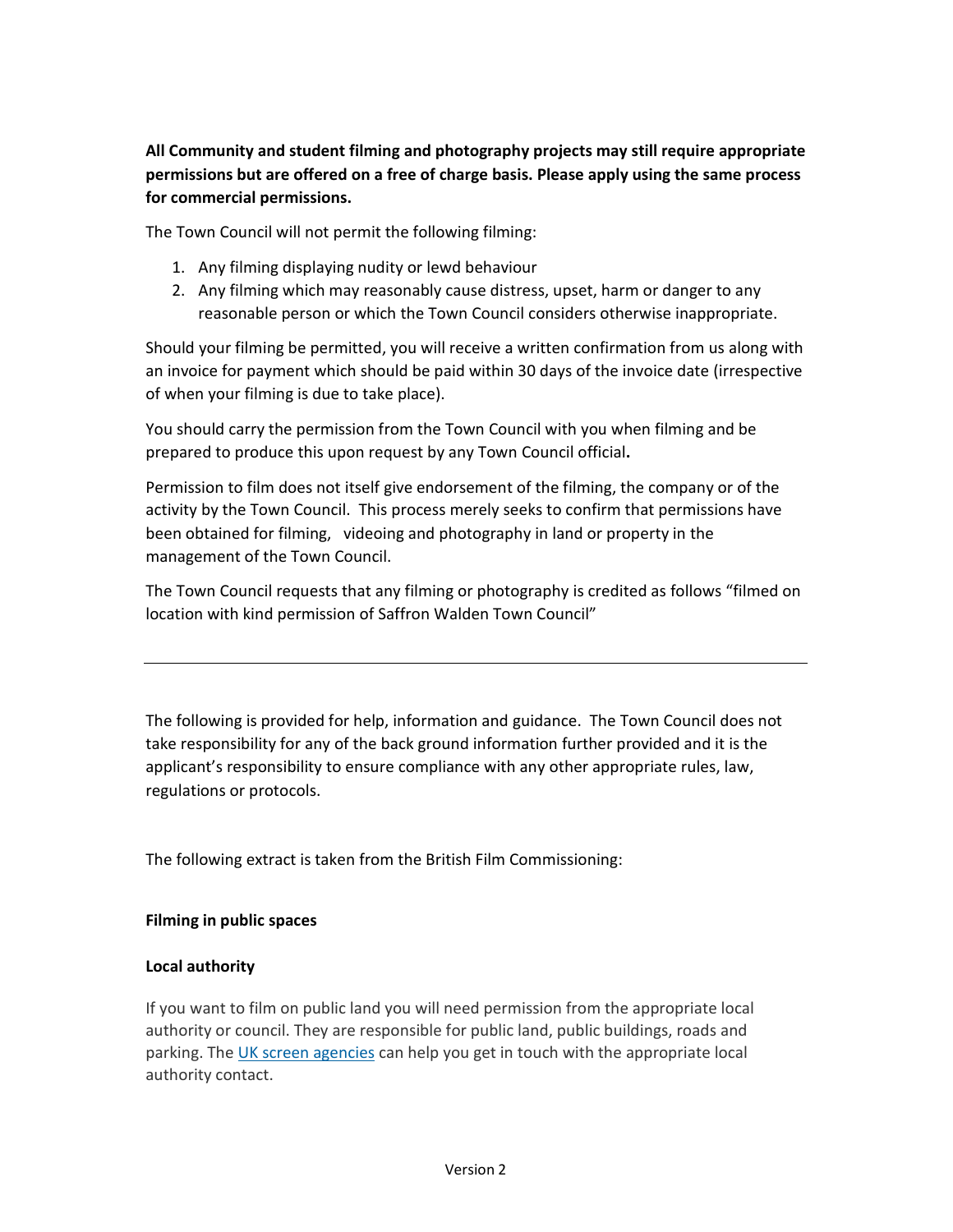**All Community and student filming and photography projects may still require appropriate permissions but are offered on a free of charge basis. Please apply using the same process for commercial permissions.**

The Town Council will not permit the following filming:

1. Any filming displaying nudity or lewd behaviour
2. Any filming which may reasonably cause distress, upset, harm or danger to any reasonable person or which the Town Council considers otherwise inappropriate.

Should your filming be permitted, you will receive a written confirmation from us along with an invoice for payment which should be paid within 30 days of the invoice date (irrespective of when your filming is due to take place).

You should carry the permission from the Town Council with you when filming and be prepared to produce this upon request by any Town Council official**.**

Permission to film does not itself give endorsement of the filming, the company or of the activity by the Town Council. This process merely seeks to confirm that permissions have been obtained for filming, videoing and photography in land or property in the management of the Town Council.

The Town Council requests that any filming or photography is credited as follows "filmed on location with kind permission of Saffron Walden Town Council"

---

The following is provided for help, information and guidance. The Town Council does not take responsibility for any of the back ground information further provided and it is the applicant's responsibility to ensure compliance with any other appropriate rules, law, regulations or protocols.

The following extract is taken from the British Film Commissioning:

**Filming in public spaces**

**Local authority**

If you want to film on public land you will need permission from the appropriate local authority or council. They are responsible for public land, public buildings, roads and parking. The UK screen agencies can help you get in touch with the appropriate local authority contact.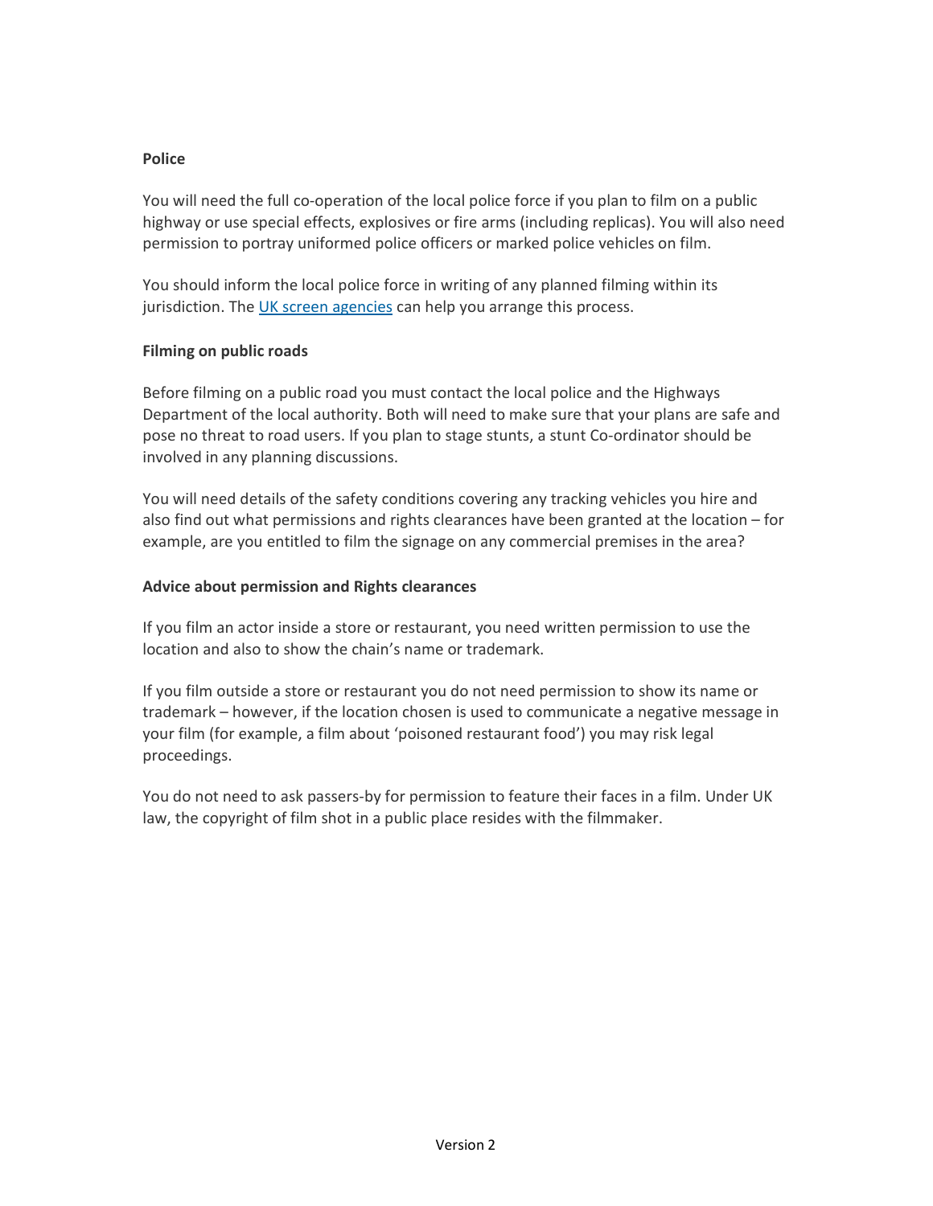**Police**

You will need the full co-operation of the local police force if you plan to film on a public highway or use special effects, explosives or fire arms (including replicas). You will also need permission to portray uniformed police officers or marked police vehicles on film.

You should inform the local police force in writing of any planned filming within its jurisdiction. The UK screen agencies can help you arrange this process.

**Filming on public roads**

Before filming on a public road you must contact the local police and the Highways Department of the local authority. Both will need to make sure that your plans are safe and pose no threat to road users. If you plan to stage stunts, a stunt Co-ordinator should be involved in any planning discussions.

You will need details of the safety conditions covering any tracking vehicles you hire and also find out what permissions and rights clearances have been granted at the location – for example, are you entitled to film the signage on any commercial premises in the area?

**Advice about permission and Rights clearances**

If you film an actor inside a store or restaurant, you need written permission to use the location and also to show the chain's name or trademark.

If you film outside a store or restaurant you do not need permission to show its name or trademark – however, if the location chosen is used to communicate a negative message in your film (for example, a film about 'poisoned restaurant food') you may risk legal proceedings.

You do not need to ask passers-by for permission to feature their faces in a film. Under UK law, the copyright of film shot in a public place resides with the filmmaker.